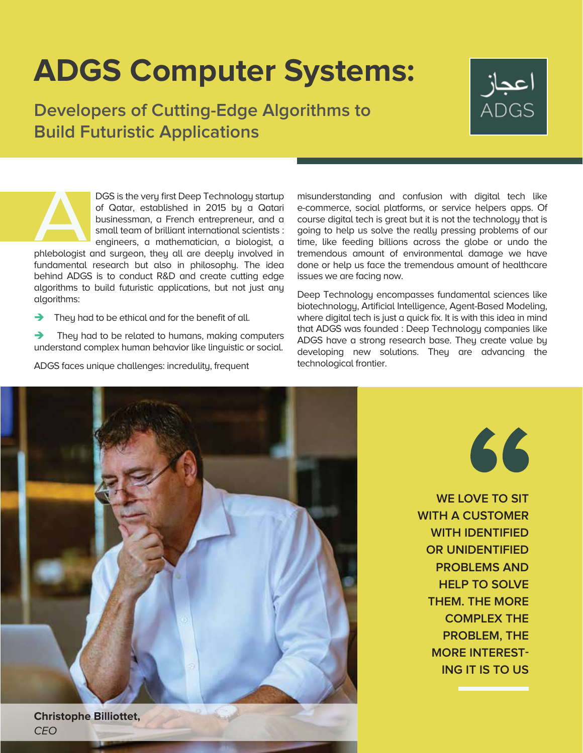# ADGS Computer Systems:

## Developers of Cutting-Edge Algorithms to Build Futuristic Applications

اعجاز
ADGS

ADGS is the very first Deep Technology startup of Qatar, established in 2015 by a Qatari businessman, a French entrepreneur, and a small team of brilliant international scientists : engineers, a mathematician, a biologist, a phlebologist and surgeon, they all are deeply involved in fundamental research but also in philosophy. The idea behind ADGS is to conduct R&D and create cutting edge algorithms to build futuristic applications, but not just any algorithms:

- They had to be ethical and for the benefit of all.
- They had to be related to humans, making computers understand complex human behavior like linguistic or social.

ADGS faces unique challenges: incredulity, frequent misunderstanding and confusion with digital tech like e-commerce, social platforms, or service helpers apps. Of course digital tech is great but it is not the technology that is going to help us solve the really pressing problems of our time, like feeding billions across the globe or undo the tremendous amount of environmental damage we have done or help us face the tremendous amount of healthcare issues we are facing now.

Deep Technology encompasses fundamental sciences like biotechnology, Artificial Intelligence, Agent-Based Modeling, where digital tech is just a quick fix. It is with this idea in mind that ADGS was founded : Deep Technology companies like ADGS have a strong research base. They create value by developing new solutions. They are advancing the technological frontier.

**Christophe Billiottet,**
*CEO*

> **WE LOVE TO SIT WITH A CUSTOMER WITH IDENTIFIED OR UNIDENTIFIED PROBLEMS AND HELP TO SOLVE THEM. THE MORE COMPLEX THE PROBLEM, THE MORE INTERESTING IT IS TO US**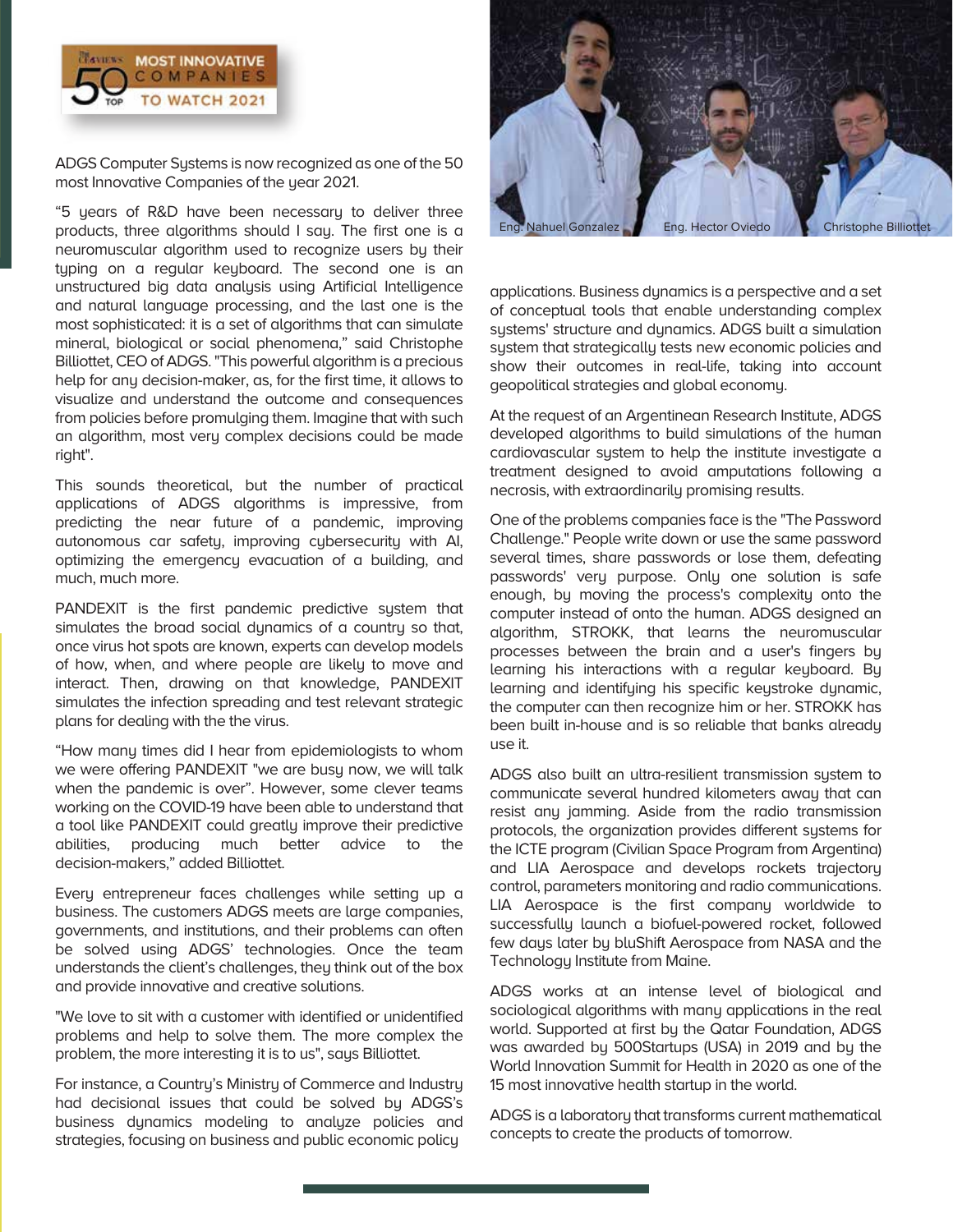MOST INNOVATIVE COMPANIES TO WATCH 2021

ADGS Computer Systems is now recognized as one of the 50 most Innovative Companies of the year 2021.

"5 years of R&D have been necessary to deliver three products, three algorithms should I say. The first one is a neuromuscular algorithm used to recognize users by their typing on a regular keyboard. The second one is an unstructured big data analysis using Artificial Intelligence and natural language processing, and the last one is the most sophisticated: it is a set of algorithms that can simulate mineral, biological or social phenomena," said Christophe Billiottet, CEO of ADGS. "This powerful algorithm is a precious help for any decision-maker, as, for the first time, it allows to visualize and understand the outcome and consequences from policies before promulging them. Imagine that with such an algorithm, most very complex decisions could be made right".

This sounds theoretical, but the number of practical applications of ADGS algorithms is impressive, from predicting the near future of a pandemic, improving autonomous car safety, improving cybersecurity with AI, optimizing the emergency evacuation of a building, and much, much more.

PANDEXIT is the first pandemic predictive system that simulates the broad social dynamics of a country so that, once virus hot spots are known, experts can develop models of how, when, and where people are likely to move and interact. Then, drawing on that knowledge, PANDEXIT simulates the infection spreading and test relevant strategic plans for dealing with the the virus.

"How many times did I hear from epidemiologists to whom we were offering PANDEXIT "we are busy now, we will talk when the pandemic is over". However, some clever teams working on the COVID-19 have been able to understand that a tool like PANDEXIT could greatly improve their predictive abilities, producing much better advice to the decision-makers," added Billiottet.

Every entrepreneur faces challenges while setting up a business. The customers ADGS meets are large companies, governments, and institutions, and their problems can often be solved using ADGS' technologies. Once the team understands the client's challenges, they think out of the box and provide innovative and creative solutions.

"We love to sit with a customer with identified or unidentified problems and help to solve them. The more complex the problem, the more interesting it is to us", says Billiottet.

For instance, a Country's Ministry of Commerce and Industry had decisional issues that could be solved by ADGS's business dynamics modeling to analyze policies and strategies, focusing on business and public economic policy applications. Business dynamics is a perspective and a set of conceptual tools that enable understanding complex systems' structure and dynamics. ADGS built a simulation system that strategically tests new economic policies and show their outcomes in real-life, taking into account geopolitical strategies and global economy.

Eng. Nahuel Gonzalez    Eng. Hector Oviedo    Christophe Billiottet

At the request of an Argentinean Research Institute, ADGS developed algorithms to build simulations of the human cardiovascular system to help the institute investigate a treatment designed to avoid amputations following a necrosis, with extraordinarily promising results.

One of the problems companies face is the "The Password Challenge." People write down or use the same password several times, share passwords or lose them, defeating passwords' very purpose. Only one solution is safe enough, by moving the process's complexity onto the computer instead of onto the human. ADGS designed an algorithm, STROKK, that learns the neuromuscular processes between the brain and a user's fingers by learning his interactions with a regular keyboard. By learning and identifying his specific keystroke dynamic, the computer can then recognize him or her. STROKK has been built in-house and is so reliable that banks already use it.

ADGS also built an ultra-resilient transmission system to communicate several hundred kilometers away that can resist any jamming. Aside from the radio transmission protocols, the organization provides different systems for the ICTE program (Civilian Space Program from Argentina) and LIA Aerospace and develops rockets trajectory control, parameters monitoring and radio communications. LIA Aerospace is the first company worldwide to successfully launch a biofuel-powered rocket, followed few days later by bluShift Aerospace from NASA and the Technology Institute from Maine.

ADGS works at an intense level of biological and sociological algorithms with many applications in the real world. Supported at first by the Qatar Foundation, ADGS was awarded by 500Startups (USA) in 2019 and by the World Innovation Summit for Health in 2020 as one of the 15 most innovative health startup in the world.

ADGS is a laboratory that transforms current mathematical concepts to create the products of tomorrow.